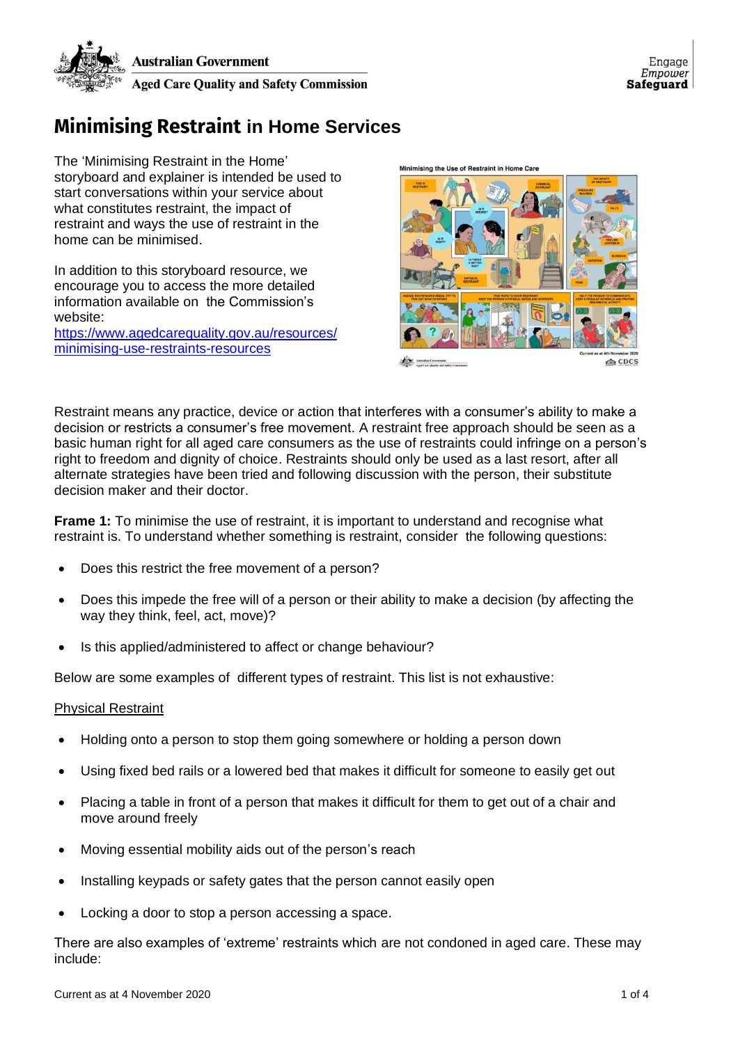# Minimising Restraint in Home Services

The 'Minimising Restraint in the Home' storyboard and explainer is intended be used to start conversations within your service about what constitutes restraint, the impact of restraint and ways the use of restraint in the home can be minimised.

In addition to this storyboard resource, we encourage you to access the more detailed information available on the Commission's website: [https://www.agedcarequality.gov.au/resources/minimising-use-restraints-resources](https://www.agedcarequality.gov.au/resources/minimising-use-restraints-resources)

Restraint means any practice, device or action that interferes with a consumer's ability to make a decision or restricts a consumer's free movement. A restraint free approach should be seen as a basic human right for all aged care consumers as the use of restraints could infringe on a person's right to freedom and dignity of choice. Restraints should only be used as a last resort, after all alternate strategies have been tried and following discussion with the person, their substitute decision maker and their doctor.

**Frame 1:** To minimise the use of restraint, it is important to understand and recognise what restraint is. To understand whether something is restraint, consider the following questions:

- Does this restrict the free movement of a person?
- Does this impede the free will of a person or their ability to make a decision (by affecting the way they think, feel, act, move)?
- Is this applied/administered to affect or change behaviour?

Below are some examples of different types of restraint. This list is not exhaustive:

<u>Physical Restraint</u>

- Holding onto a person to stop them going somewhere or holding a person down
- Using fixed bed rails or a lowered bed that makes it difficult for someone to easily get out
- Placing a table in front of a person that makes it difficult for them to get out of a chair and move around freely
- Moving essential mobility aids out of the person's reach
- Installing keypads or safety gates that the person cannot easily open
- Locking a door to stop a person accessing a space.

There are also examples of 'extreme' restraints which are not condoned in aged care. These may include: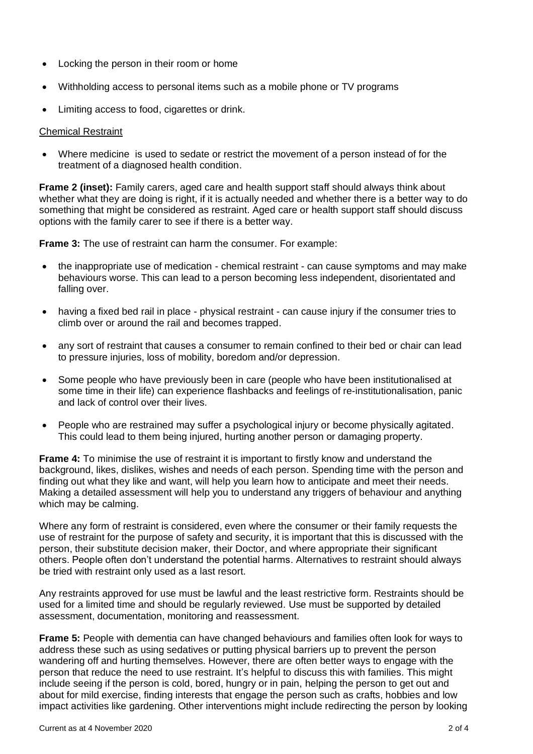- Locking the person in their room or home
- Withholding access to personal items such as a mobile phone or TV programs
- Limiting access to food, cigarettes or drink.

Chemical Restraint

- Where medicine is used to sedate or restrict the movement of a person instead of for the treatment of a diagnosed health condition.

**Frame 2 (inset):** Family carers, aged care and health support staff should always think about whether what they are doing is right, if it is actually needed and whether there is a better way to do something that might be considered as restraint. Aged care or health support staff should discuss options with the family carer to see if there is a better way.

**Frame 3:** The use of restraint can harm the consumer. For example:

- the inappropriate use of medication - chemical restraint - can cause symptoms and may make behaviours worse. This can lead to a person becoming less independent, disorientated and falling over.
- having a fixed bed rail in place - physical restraint - can cause injury if the consumer tries to climb over or around the rail and becomes trapped.
- any sort of restraint that causes a consumer to remain confined to their bed or chair can lead to pressure injuries, loss of mobility, boredom and/or depression.
- Some people who have previously been in care (people who have been institutionalised at some time in their life) can experience flashbacks and feelings of re-institutionalisation, panic and lack of control over their lives.
- People who are restrained may suffer a psychological injury or become physically agitated. This could lead to them being injured, hurting another person or damaging property.

**Frame 4:** To minimise the use of restraint it is important to firstly know and understand the background, likes, dislikes, wishes and needs of each person. Spending time with the person and finding out what they like and want, will help you learn how to anticipate and meet their needs. Making a detailed assessment will help you to understand any triggers of behaviour and anything which may be calming.

Where any form of restraint is considered, even where the consumer or their family requests the use of restraint for the purpose of safety and security, it is important that this is discussed with the person, their substitute decision maker, their Doctor, and where appropriate their significant others. People often don't understand the potential harms. Alternatives to restraint should always be tried with restraint only used as a last resort.

Any restraints approved for use must be lawful and the least restrictive form. Restraints should be used for a limited time and should be regularly reviewed. Use must be supported by detailed assessment, documentation, monitoring and reassessment.

**Frame 5:** People with dementia can have changed behaviours and families often look for ways to address these such as using sedatives or putting physical barriers up to prevent the person wandering off and hurting themselves. However, there are often better ways to engage with the person that reduce the need to use restraint. It's helpful to discuss this with families. This might include seeing if the person is cold, bored, hungry or in pain, helping the person to get out and about for mild exercise, finding interests that engage the person such as crafts, hobbies and low impact activities like gardening. Other interventions might include redirecting the person by looking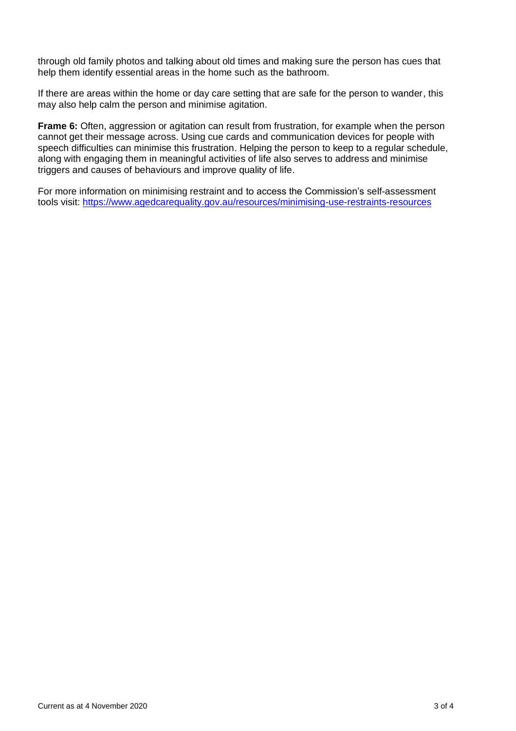through old family photos and talking about old times and making sure the person has cues that help them identify essential areas in the home such as the bathroom.

If there are areas within the home or day care setting that are safe for the person to wander, this may also help calm the person and minimise agitation.

**Frame 6:** Often, aggression or agitation can result from frustration, for example when the person cannot get their message across. Using cue cards and communication devices for people with speech difficulties can minimise this frustration. Helping the person to keep to a regular schedule, along with engaging them in meaningful activities of life also serves to address and minimise triggers and causes of behaviours and improve quality of life.

For more information on minimising restraint and to access the Commission's self-assessment tools visit: [https://www.agedcarequality.gov.au/resources/minimising-use-restraints-resources](https://www.agedcarequality.gov.au/resources/minimising-use-restraints-resources)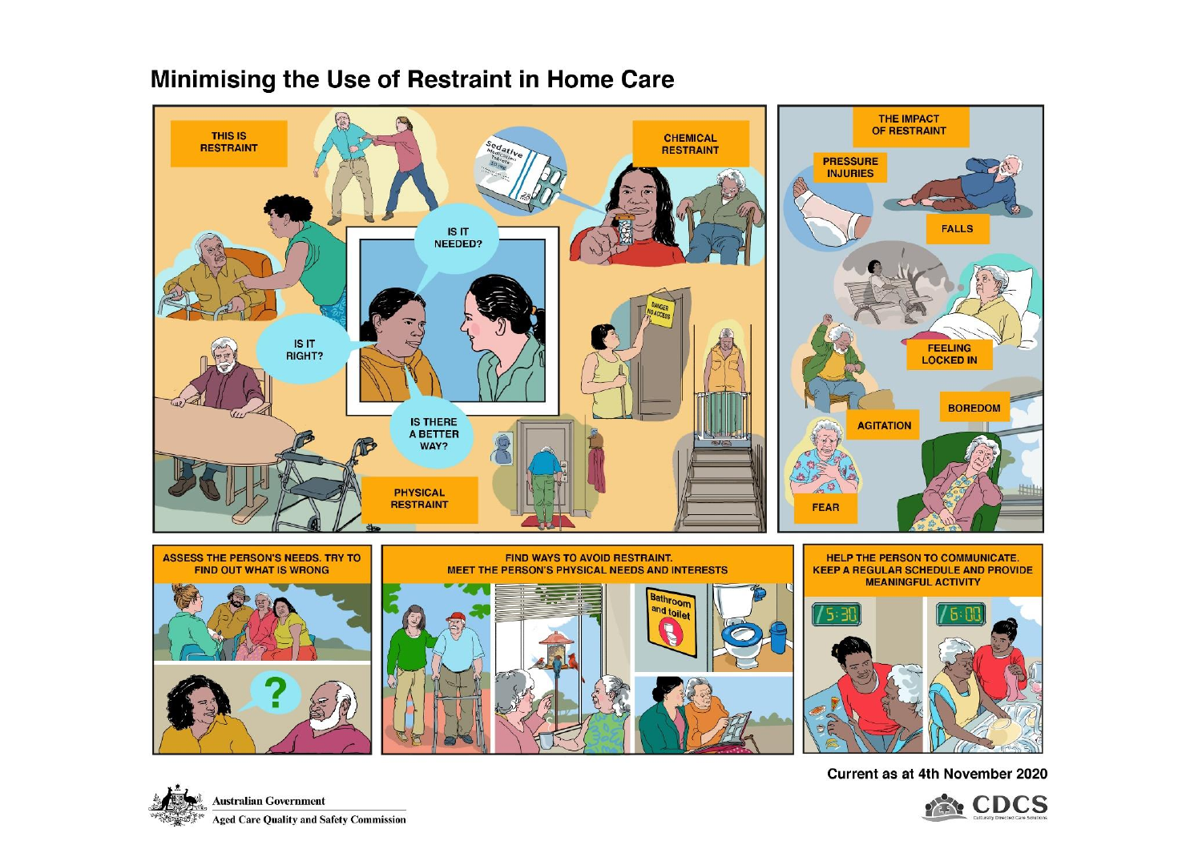# Minimising the Use of Restraint in Home Care

THIS IS RESTRAINT

CHEMICAL RESTRAINT

IS IT NEEDED?

IS IT RIGHT?

IS THERE A BETTER WAY?

PHYSICAL RESTRAINT

THE IMPACT OF RESTRAINT

PRESSURE INJURIES

FALLS

FEELING LOCKED IN

BOREDOM

AGITATION

FEAR

ASSESS THE PERSON'S NEEDS. TRY TO FIND OUT WHAT IS WRONG

FIND WAYS TO AVOID RESTRAINT. MEET THE PERSON'S PHYSICAL NEEDS AND INTERESTS

HELP THE PERSON TO COMMUNICATE. KEEP A REGULAR SCHEDULE AND PROVIDE MEANINGFUL ACTIVITY

Current as at 4th November 2020

Australian Government
Aged Care Quality and Safety Commission

CDCS